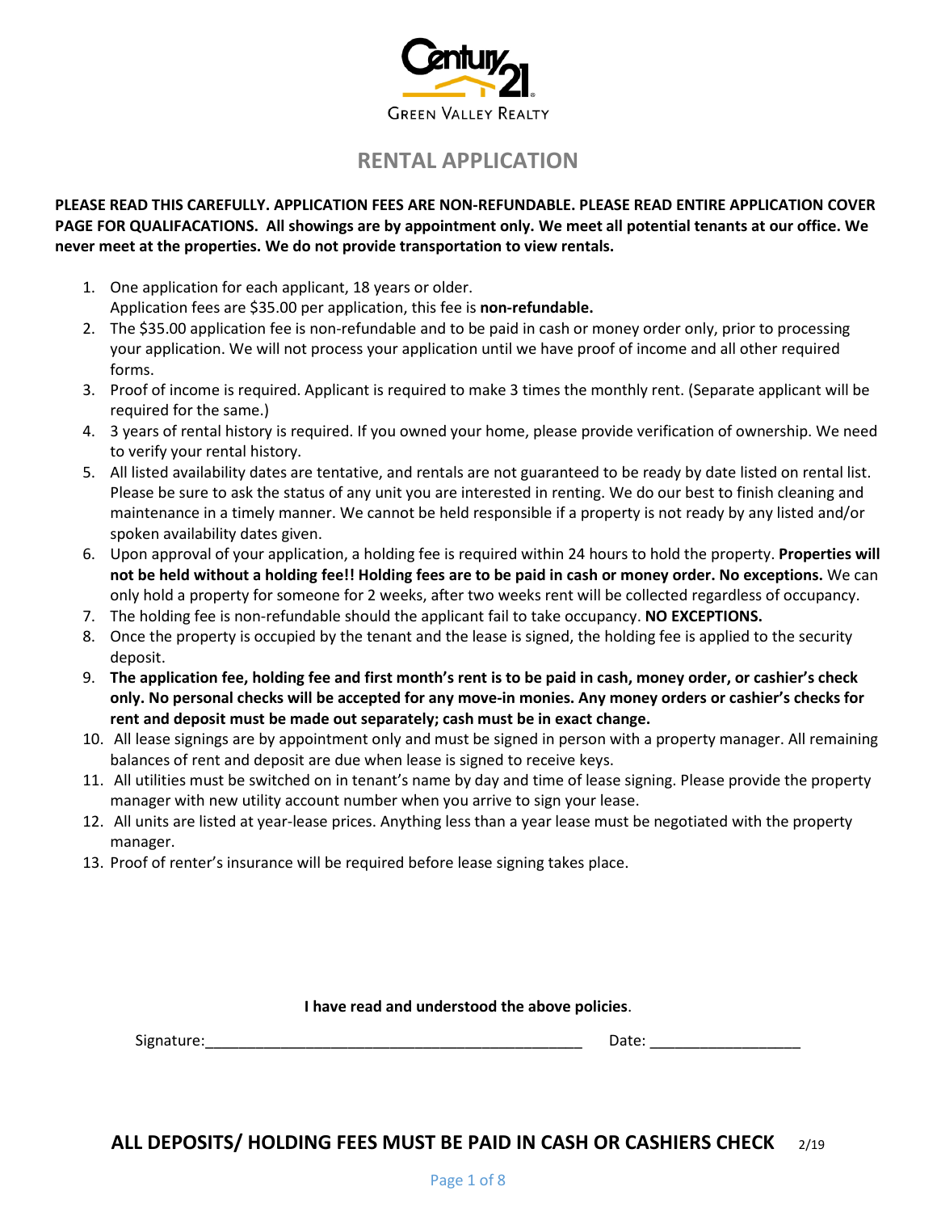Century 21 Green Valley Realty

# RENTAL APPLICATION

**PLEASE READ THIS CAREFULLY. APPLICATION FEES ARE NON-REFUNDABLE. PLEASE READ ENTIRE APPLICATION COVER PAGE FOR QUALIFACATIONS. All showings are by appointment only. We meet all potential tenants at our office. We never meet at the properties. We do not provide transportation to view rentals.**

1. One application for each applicant, 18 years or older.
   Application fees are $35.00 per application, this fee is **non-refundable.**
2. The $35.00 application fee is non-refundable and to be paid in cash or money order only, prior to processing your application. We will not process your application until we have proof of income and all other required forms.
3. Proof of income is required. Applicant is required to make 3 times the monthly rent. (Separate applicant will be required for the same.)
4. 3 years of rental history is required. If you owned your home, please provide verification of ownership. We need to verify your rental history.
5. All listed availability dates are tentative, and rentals are not guaranteed to be ready by date listed on rental list. Please be sure to ask the status of any unit you are interested in renting. We do our best to finish cleaning and maintenance in a timely manner. We cannot be held responsible if a property is not ready by any listed and/or spoken availability dates given.
6. Upon approval of your application, a holding fee is required within 24 hours to hold the property. **Properties will not be held without a holding fee!! Holding fees are to be paid in cash or money order. No exceptions.** We can only hold a property for someone for 2 weeks, after two weeks rent will be collected regardless of occupancy.
7. The holding fee is non-refundable should the applicant fail to take occupancy. **NO EXCEPTIONS.**
8. Once the property is occupied by the tenant and the lease is signed, the holding fee is applied to the security deposit.
9. **The application fee, holding fee and first month's rent is to be paid in cash, money order, or cashier's check only. No personal checks will be accepted for any move-in monies. Any money orders or cashier's checks for rent and deposit must be made out separately; cash must be in exact change.**
10. All lease signings are by appointment only and must be signed in person with a property manager. All remaining balances of rent and deposit are due when lease is signed to receive keys.
11. All utilities must be switched on in tenant's name by day and time of lease signing. Please provide the property manager with new utility account number when you arrive to sign your lease.
12. All units are listed at year-lease prices. Anything less than a year lease must be negotiated with the property manager.
13. Proof of renter's insurance will be required before lease signing takes place.

**I have read and understood the above policies**.

Signature:\_\_\_\_\_\_\_\_\_\_\_\_\_\_\_\_\_\_\_\_\_\_\_\_\_\_\_\_\_\_\_\_\_\_\_\_\_\_\_\_\_\_\_\_ Date: \_\_\_\_\_\_\_\_\_\_\_\_\_\_\_\_\_\_

**ALL DEPOSITS/ HOLDING FEES MUST BE PAID IN CASH OR CASHIERS CHECK** 2/19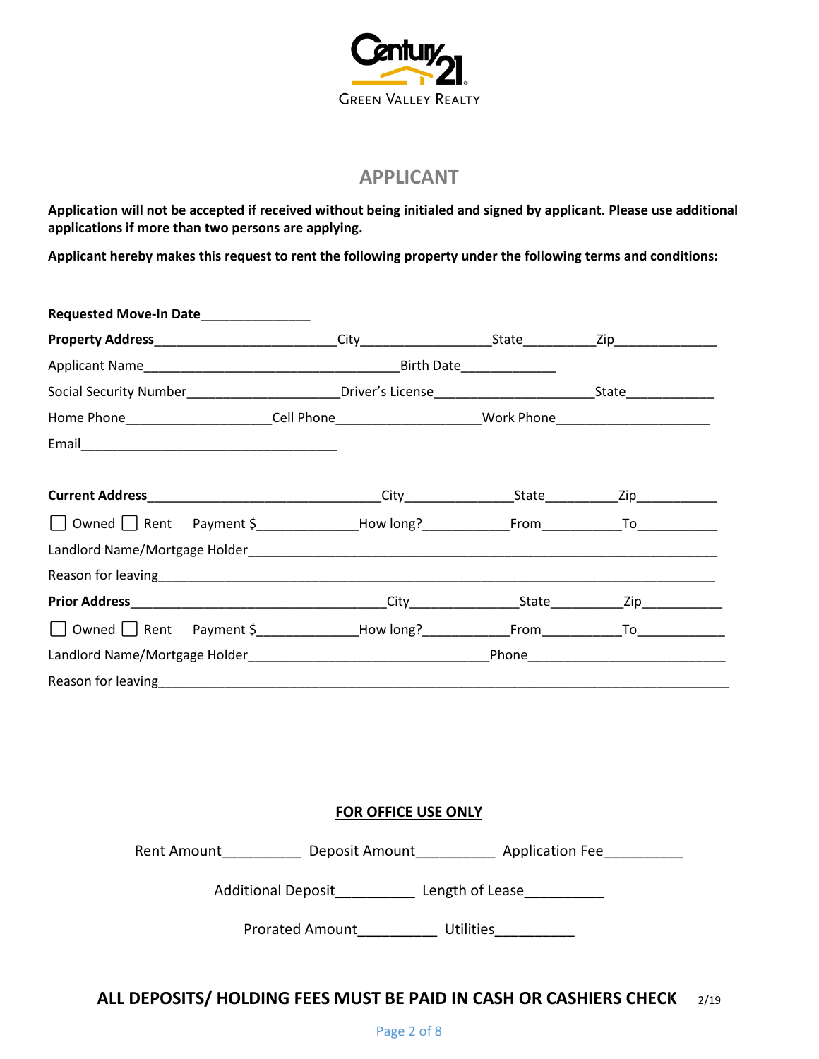CENTURY 21 GREEN VALLEY REALTY

## APPLICANT

**Application will not be accepted if received without being initialed and signed by applicant. Please use additional applications if more than two persons are applying.**

**Applicant hereby makes this request to rent the following property under the following terms and conditions:**

**Requested Move-In Date**_______________

**Property Address**__________________________City___________________State__________Zip_______________

Applicant Name____________________________________Birth Date_____________

Social Security Number_____________________Driver's License_____________________State____________

Home Phone___________________Cell Phone___________________Work Phone____________________

Email_____________________________________

**Current Address**_______________________________City_______________State__________Zip___________

☐ Owned ☐ Rent Payment $______________How long?___________From___________To___________

Landlord Name/Mortgage Holder___________________________________________________________________

Reason for leaving__________________________________________________________________________

**Prior Address**___________________________________City_______________State__________Zip___________

☐ Owned ☐ Rent Payment $______________How long?___________From___________To____________

Landlord Name/Mortgage Holder________________________________Phone___________________________

Reason for leaving__________________________________________________________________________

**FOR OFFICE USE ONLY**

Rent Amount__________ Deposit Amount__________ Application Fee__________

Additional Deposit__________ Length of Lease__________

Prorated Amount__________ Utilities__________

**ALL DEPOSITS/ HOLDING FEES MUST BE PAID IN CASH OR CASHIERS CHECK** 2/19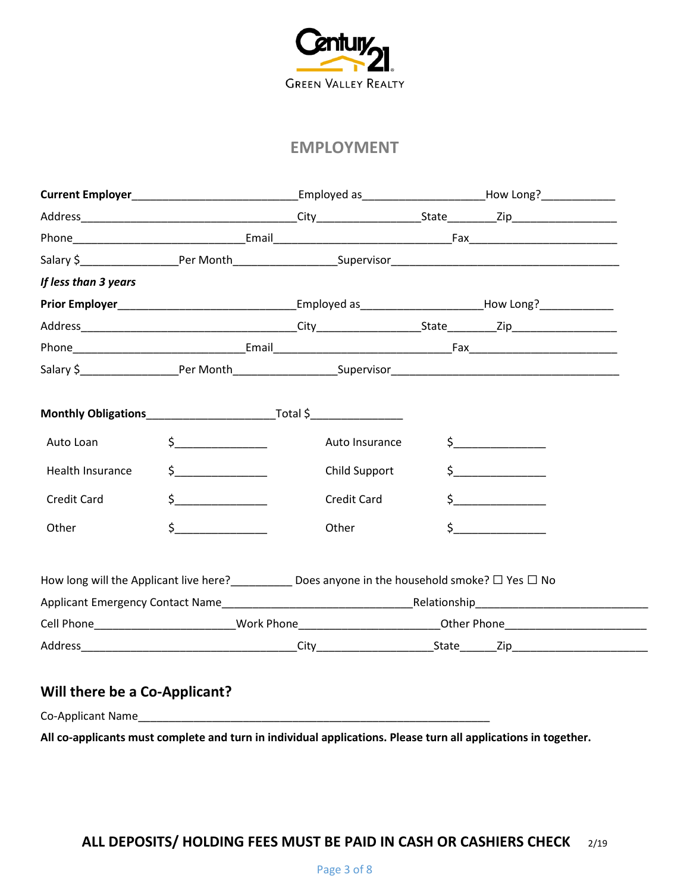Century 21 Green Valley Realty

## EMPLOYMENT

**Current Employer**\_\_\_\_\_\_\_\_\_\_\_\_\_\_\_\_\_\_\_\_\_\_\_\_\_\_\_\_Employed as\_\_\_\_\_\_\_\_\_\_\_\_\_\_\_\_\_\_\_\_How Long?\_\_\_\_\_\_\_\_\_\_\_\_

Address\_\_\_\_\_\_\_\_\_\_\_\_\_\_\_\_\_\_\_\_\_\_\_\_\_\_\_\_\_\_\_\_\_\_\_\_City\_\_\_\_\_\_\_\_\_\_\_\_\_\_\_\_\_State\_\_\_\_\_\_\_\_Zip\_\_\_\_\_\_\_\_\_\_\_\_\_\_\_\_\_

Phone\_\_\_\_\_\_\_\_\_\_\_\_\_\_\_\_\_\_\_\_\_\_\_\_\_\_\_\_\_Email\_\_\_\_\_\_\_\_\_\_\_\_\_\_\_\_\_\_\_\_\_\_\_\_\_\_\_\_\_\_Fax\_\_\_\_\_\_\_\_\_\_\_\_\_\_\_\_\_\_\_\_\_\_\_\_\_

Salary $\_\_\_\_\_\_\_\_\_\_\_\_\_\_\_\_Per Month\_\_\_\_\_\_\_\_\_\_\_\_\_\_\_\_\_Supervisor\_\_\_\_\_\_\_\_\_\_\_\_\_\_\_\_\_\_\_\_\_\_\_\_\_\_\_\_\_\_\_\_\_\_\_\_\_\_

***If less than 3 years***

**Prior Employer**\_\_\_\_\_\_\_\_\_\_\_\_\_\_\_\_\_\_\_\_\_\_\_\_\_\_\_\_\_Employed as\_\_\_\_\_\_\_\_\_\_\_\_\_\_\_\_\_\_\_\_How Long?\_\_\_\_\_\_\_\_\_\_\_\_

Address\_\_\_\_\_\_\_\_\_\_\_\_\_\_\_\_\_\_\_\_\_\_\_\_\_\_\_\_\_\_\_\_\_\_\_\_City\_\_\_\_\_\_\_\_\_\_\_\_\_\_\_\_\_State\_\_\_\_\_\_\_\_Zip\_\_\_\_\_\_\_\_\_\_\_\_\_\_\_\_\_

Phone\_\_\_\_\_\_\_\_\_\_\_\_\_\_\_\_\_\_\_\_\_\_\_\_\_\_\_\_\_Email\_\_\_\_\_\_\_\_\_\_\_\_\_\_\_\_\_\_\_\_\_\_\_\_\_\_\_\_\_\_Fax\_\_\_\_\_\_\_\_\_\_\_\_\_\_\_\_\_\_\_\_\_\_\_\_\_

Salary $\_\_\_\_\_\_\_\_\_\_\_\_\_\_\_\_Per Month\_\_\_\_\_\_\_\_\_\_\_\_\_\_\_\_\_Supervisor\_\_\_\_\_\_\_\_\_\_\_\_\_\_\_\_\_\_\_\_\_\_\_\_\_\_\_\_\_\_\_\_\_\_\_\_\_\_

**Monthly Obligations**\_\_\_\_\_\_\_\_\_\_\_\_\_\_\_\_\_\_\_\_\_\_Total $\_\_\_\_\_\_\_\_\_\_\_\_\_\_\_

| | | | |
|---|---|---|---|
| Auto Loan | $\_\_\_\_\_\_\_\_\_\_\_\_\_\_\_ | Auto Insurance | $\_\_\_\_\_\_\_\_\_\_\_\_\_\_\_ |
| Health Insurance | $\_\_\_\_\_\_\_\_\_\_\_\_\_\_\_ | Child Support | $\_\_\_\_\_\_\_\_\_\_\_\_\_\_\_ |
| Credit Card | $\_\_\_\_\_\_\_\_\_\_\_\_\_\_\_ | Credit Card | $\_\_\_\_\_\_\_\_\_\_\_\_\_\_\_ |
| Other | $\_\_\_\_\_\_\_\_\_\_\_\_\_\_\_ | Other | $\_\_\_\_\_\_\_\_\_\_\_\_\_\_\_ |

How long will the Applicant live here?\_\_\_\_\_\_\_\_\_\_ Does anyone in the household smoke? ☐ Yes ☐ No

Applicant Emergency Contact Name\_\_\_\_\_\_\_\_\_\_\_\_\_\_\_\_\_\_\_\_\_\_\_\_\_\_\_\_\_\_\_\_Relationship\_\_\_\_\_\_\_\_\_\_\_\_\_\_\_\_\_\_\_\_\_\_\_\_\_\_\_\_

Cell Phone\_\_\_\_\_\_\_\_\_\_\_\_\_\_\_\_\_\_\_\_\_\_\_Work Phone\_\_\_\_\_\_\_\_\_\_\_\_\_\_\_\_\_\_\_\_\_\_\_Other Phone\_\_\_\_\_\_\_\_\_\_\_\_\_\_\_\_\_\_\_\_\_\_\_

Address\_\_\_\_\_\_\_\_\_\_\_\_\_\_\_\_\_\_\_\_\_\_\_\_\_\_\_\_\_\_\_\_\_\_\_\_City\_\_\_\_\_\_\_\_\_\_\_\_\_\_\_\_\_\_\_\_State\_\_\_\_\_\_Zip\_\_\_\_\_\_\_\_\_\_\_\_\_\_\_\_\_\_\_\_\_\_\_

### Will there be a Co-Applicant?

Co-Applicant Name\_\_\_\_\_\_\_\_\_\_\_\_\_\_\_\_\_\_\_\_\_\_\_\_\_\_\_\_\_\_\_\_\_\_\_\_\_\_\_\_\_\_\_\_\_\_\_\_\_\_\_\_\_\_\_\_\_\_\_\_

**All co-applicants must complete and turn in individual applications. Please turn all applications in together.**

**ALL DEPOSITS/ HOLDING FEES MUST BE PAID IN CASH OR CASHIERS CHECK** 2/19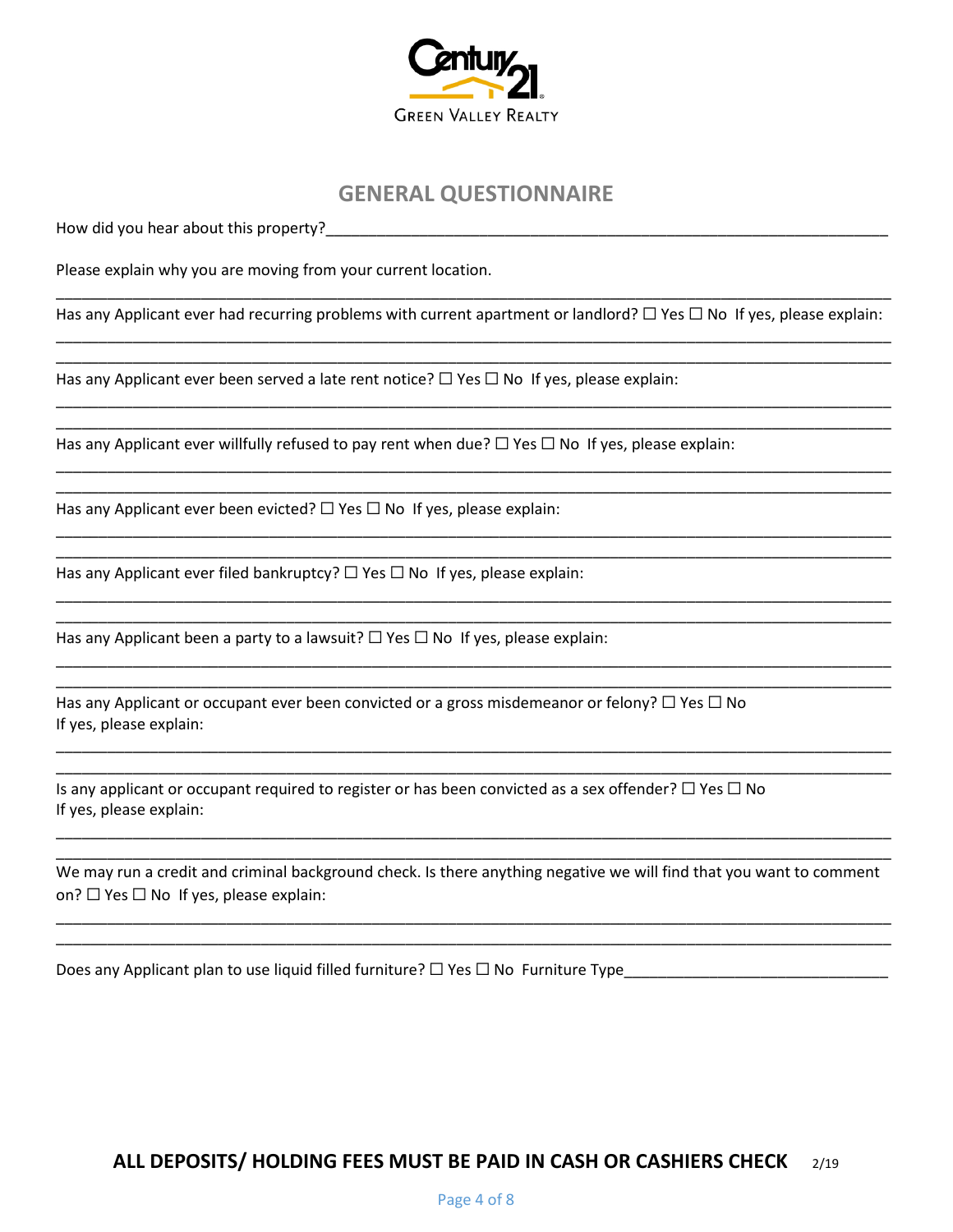Century 21 Green Valley Realty

## GENERAL QUESTIONNAIRE

How did you hear about this property?___________________________________________________________________

Please explain why you are moving from your current location.

_____________________________________________________________________________________________

Has any Applicant ever had recurring problems with current apartment or landlord? ☐ Yes ☐ No If yes, please explain:

_____________________________________________________________________________________________

_____________________________________________________________________________________________

Has any Applicant ever been served a late rent notice? ☐ Yes ☐ No If yes, please explain:

_____________________________________________________________________________________________

_____________________________________________________________________________________________

Has any Applicant ever willfully refused to pay rent when due? ☐ Yes ☐ No If yes, please explain:

_____________________________________________________________________________________________

_____________________________________________________________________________________________

Has any Applicant ever been evicted? ☐ Yes ☐ No If yes, please explain:

_____________________________________________________________________________________________

_____________________________________________________________________________________________

Has any Applicant ever filed bankruptcy? ☐ Yes ☐ No If yes, please explain:

_____________________________________________________________________________________________

_____________________________________________________________________________________________

Has any Applicant been a party to a lawsuit? ☐ Yes ☐ No If yes, please explain:

_____________________________________________________________________________________________

_____________________________________________________________________________________________

Has any Applicant or occupant ever been convicted or a gross misdemeanor or felony? ☐ Yes ☐ No
If yes, please explain:

_____________________________________________________________________________________________

_____________________________________________________________________________________________

Is any applicant or occupant required to register or has been convicted as a sex offender? ☐ Yes ☐ No
If yes, please explain:

_____________________________________________________________________________________________

_____________________________________________________________________________________________

We may run a credit and criminal background check. Is there anything negative we will find that you want to comment on? ☐ Yes ☐ No If yes, please explain:

_____________________________________________________________________________________________

_____________________________________________________________________________________________

Does any Applicant plan to use liquid filled furniture? ☐ Yes ☐ No Furniture Type_______________________________

**ALL DEPOSITS/ HOLDING FEES MUST BE PAID IN CASH OR CASHIERS CHECK** 2/19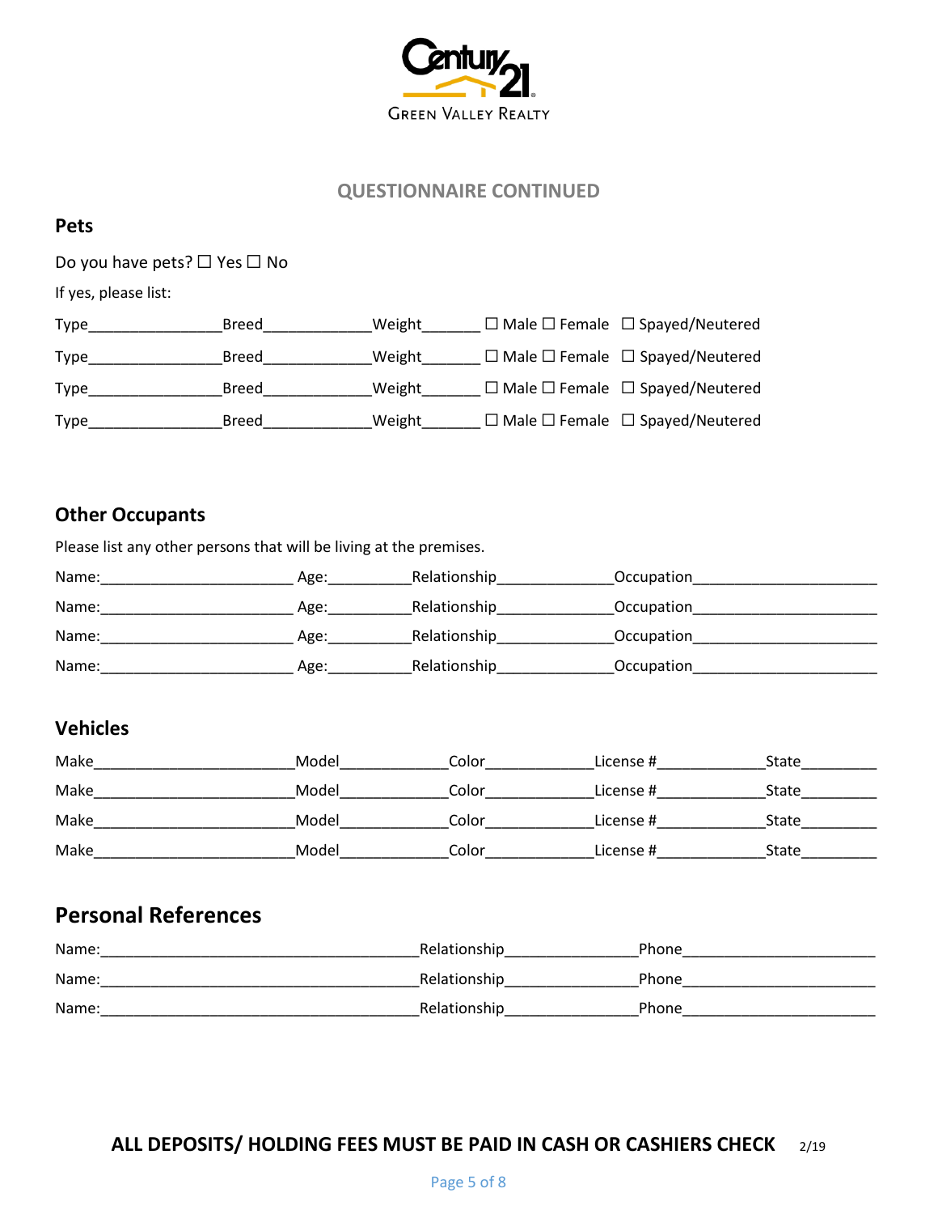Century 21 Green Valley Realty

## QUESTIONNAIRE CONTINUED

### Pets

Do you have pets? ☐ Yes ☐ No

If yes, please list:

Type________________Breed_____________Weight_______ ☐ Male ☐ Female ☐ Spayed/Neutered

Type________________Breed_____________Weight_______ ☐ Male ☐ Female ☐ Spayed/Neutered

Type________________Breed_____________Weight_______ ☐ Male ☐ Female ☐ Spayed/Neutered

Type________________Breed_____________Weight_______ ☐ Male ☐ Female ☐ Spayed/Neutered

### Other Occupants

Please list any other persons that will be living at the premises.

Name:________________________ Age:__________Relationship______________Occupation______________________

Name:________________________ Age:__________Relationship______________Occupation______________________

Name:________________________ Age:__________Relationship______________Occupation______________________

Name:________________________ Age:__________Relationship______________Occupation______________________

### Vehicles

Make________________________Model_____________Color_____________License #_____________State_________

Make________________________Model_____________Color_____________License #_____________State_________

Make________________________Model_____________Color_____________License #_____________State_________

Make________________________Model_____________Color_____________License #_____________State_________

## Personal References

Name:_______________________________________Relationship________________Phone_______________________

Name:_______________________________________Relationship________________Phone_______________________

Name:_______________________________________Relationship________________Phone_______________________

**ALL DEPOSITS/ HOLDING FEES MUST BE PAID IN CASH OR CASHIERS CHECK** 2/19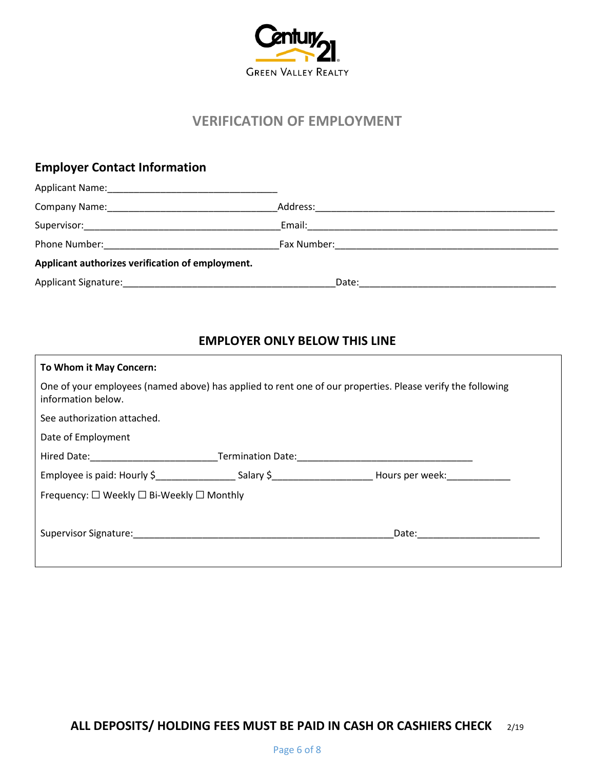Century 21 Green Valley Realty

# VERIFICATION OF EMPLOYMENT

## Employer Contact Information

Applicant Name:_______________________________

Company Name:_______________________________ Address:_____________________________________________

Supervisor:____________________________________ Email:______________________________________________

Phone Number:_________________________________ Fax Number:_________________________________________

**Applicant authorizes verification of employment.**

Applicant Signature:_______________________________________ Date:_____________________________________

### EMPLOYER ONLY BELOW THIS LINE

**To Whom it May Concern:**

One of your employees (named above) has applied to rent one of our properties. Please verify the following information below.

See authorization attached.

Date of Employment

Hired Date:_______________________ Termination Date:________________________________

Employee is paid: Hourly $_______________ Salary $___________________ Hours per week:____________

Frequency: ☐ Weekly ☐ Bi-Weekly ☐ Monthly

Supervisor Signature:__________________________________________________ Date:______________________

**ALL DEPOSITS/ HOLDING FEES MUST BE PAID IN CASH OR CASHIERS CHECK** 2/19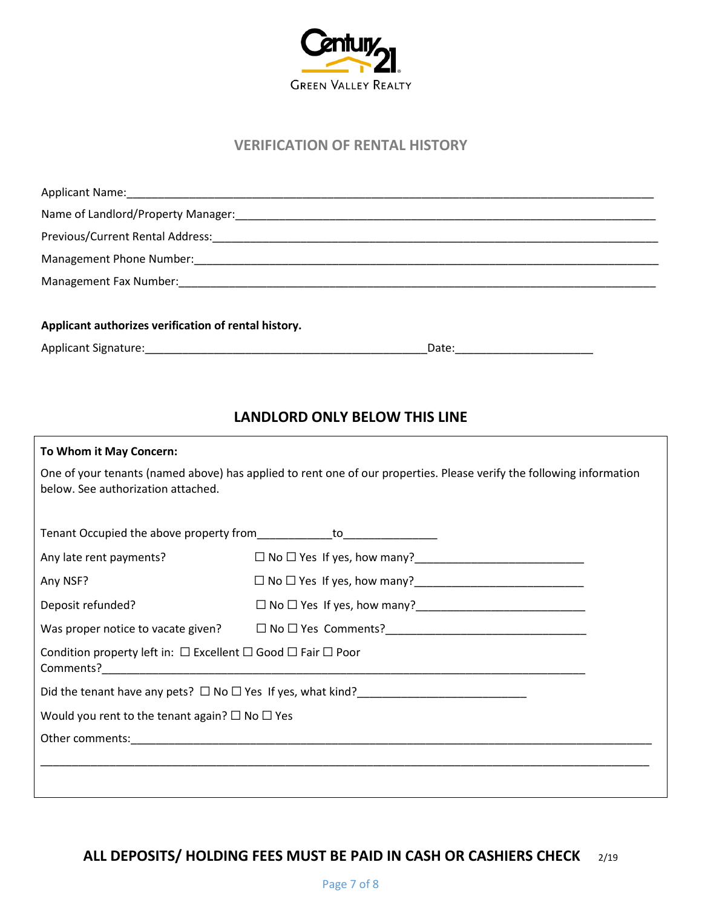Century 21 Green Valley Realty

## VERIFICATION OF RENTAL HISTORY

Applicant Name:_______________________________________________________________________________

Name of Landlord/Property Manager:_______________________________________________________________

Previous/Current Rental Address:__________________________________________________________________

Management Phone Number:______________________________________________________________________

Management Fax Number:________________________________________________________________________

**Applicant authorizes verification of rental history.**

Applicant Signature:____________________________________________Date:_____________________

## LANDLORD ONLY BELOW THIS LINE

**To Whom it May Concern:**

One of your tenants (named above) has applied to rent one of our properties. Please verify the following information below. See authorization attached.

Tenant Occupied the above property from___________to______________

Any late rent payments? ☐ No ☐ Yes If yes, how many?__________________________

Any NSF? ☐ No ☐ Yes If yes, how many?__________________________

Deposit refunded? ☐ No ☐ Yes If yes, how many?__________________________

Was proper notice to vacate given? ☐ No ☐ Yes Comments?______________________________

Condition property left in: ☐ Excellent ☐ Good ☐ Fair ☐ Poor
Comments?__________________________________________________________________________

Did the tenant have any pets? ☐ No ☐ Yes If yes, what kind?__________________________

Would you rent to the tenant again? ☐ No ☐ Yes

Other comments:_______________________________________________________________________________

_____________________________________________________________________________________________

**ALL DEPOSITS/ HOLDING FEES MUST BE PAID IN CASH OR CASHIERS CHECK** 2/19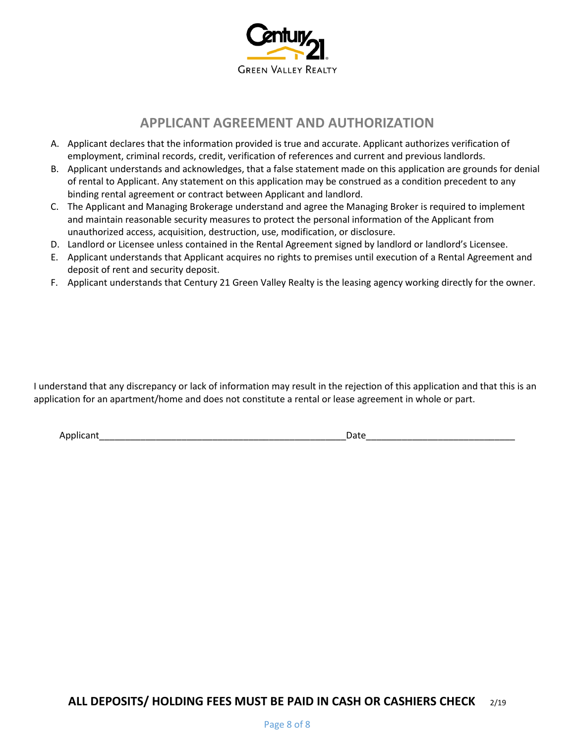CENTURY 21
GREEN VALLEY REALTY

## APPLICANT AGREEMENT AND AUTHORIZATION

A. Applicant declares that the information provided is true and accurate. Applicant authorizes verification of employment, criminal records, credit, verification of references and current and previous landlords.
B. Applicant understands and acknowledges, that a false statement made on this application are grounds for denial of rental to Applicant. Any statement on this application may be construed as a condition precedent to any binding rental agreement or contract between Applicant and landlord.
C. The Applicant and Managing Brokerage understand and agree the Managing Broker is required to implement and maintain reasonable security measures to protect the personal information of the Applicant from unauthorized access, acquisition, destruction, use, modification, or disclosure.
D. Landlord or Licensee unless contained in the Rental Agreement signed by landlord or landlord's Licensee.
E. Applicant understands that Applicant acquires no rights to premises until execution of a Rental Agreement and deposit of rent and security deposit.
F. Applicant understands that Century 21 Green Valley Realty is the leasing agency working directly for the owner.

I understand that any discrepancy or lack of information may result in the rejection of this application and that this is an application for an apartment/home and does not constitute a rental or lease agreement in whole or part.

Applicant_________________________________________________Date_____________________________

**ALL DEPOSITS/ HOLDING FEES MUST BE PAID IN CASH OR CASHIERS CHECK** 2/19